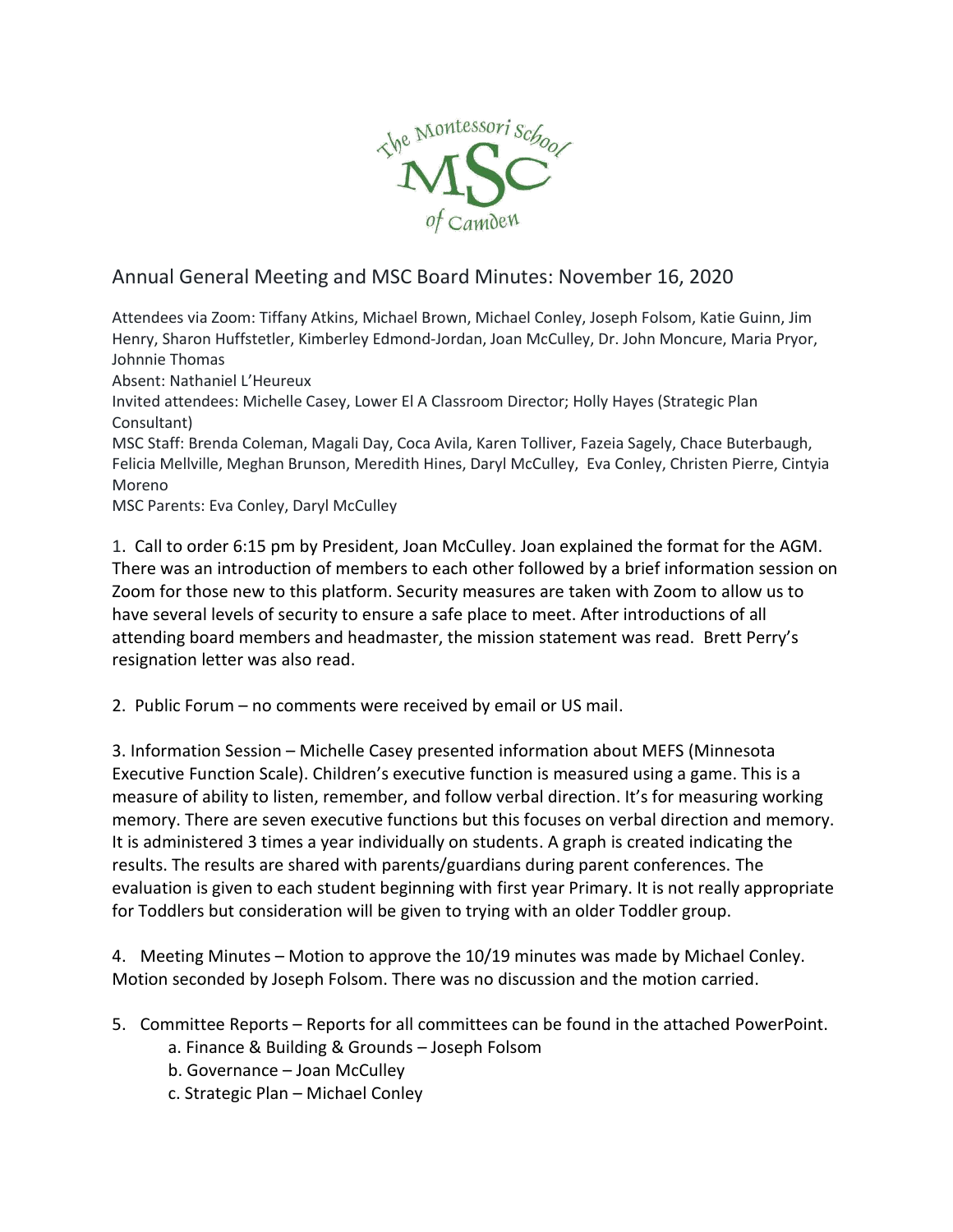# Annual General Meeting and MSC Board Minutes: November 16, 2020

Attendees via Zoom: Tiffany Atkins, Michael Brown, Michael Conley, Joseph Folsom, Katie Guinn, Jim Henry, Sharon Huffstetler, Kimberley Edmond-Jordan, Joan McCulley, Dr. John Moncure, Maria Pryor, Johnnie Thomas
Absent: Nathaniel L'Heureux
Invited attendees: Michelle Casey, Lower El A Classroom Director; Holly Hayes (Strategic Plan Consultant)
MSC Staff: Brenda Coleman, Magali Day, Coca Avila, Karen Tolliver, Fazeia Sagely, Chace Buterbaugh, Felicia Mellville, Meghan Brunson, Meredith Hines, Daryl McCulley, Eva Conley, Christen Pierre, Cintyia Moreno
MSC Parents: Eva Conley, Daryl McCulley

1. Call to order 6:15 pm by President, Joan McCulley. Joan explained the format for the AGM. There was an introduction of members to each other followed by a brief information session on Zoom for those new to this platform. Security measures are taken with Zoom to allow us to have several levels of security to ensure a safe place to meet. After introductions of all attending board members and headmaster, the mission statement was read. Brett Perry's resignation letter was also read.

2. Public Forum – no comments were received by email or US mail.

3. Information Session – Michelle Casey presented information about MEFS (Minnesota Executive Function Scale). Children's executive function is measured using a game. This is a measure of ability to listen, remember, and follow verbal direction. It's for measuring working memory. There are seven executive functions but this focuses on verbal direction and memory. It is administered 3 times a year individually on students. A graph is created indicating the results. The results are shared with parents/guardians during parent conferences. The evaluation is given to each student beginning with first year Primary. It is not really appropriate for Toddlers but consideration will be given to trying with an older Toddler group.

4. Meeting Minutes – Motion to approve the 10/19 minutes was made by Michael Conley. Motion seconded by Joseph Folsom. There was no discussion and the motion carried.

5. Committee Reports – Reports for all committees can be found in the attached PowerPoint.
   a. Finance & Building & Grounds – Joseph Folsom
   b. Governance – Joan McCulley
   c. Strategic Plan – Michael Conley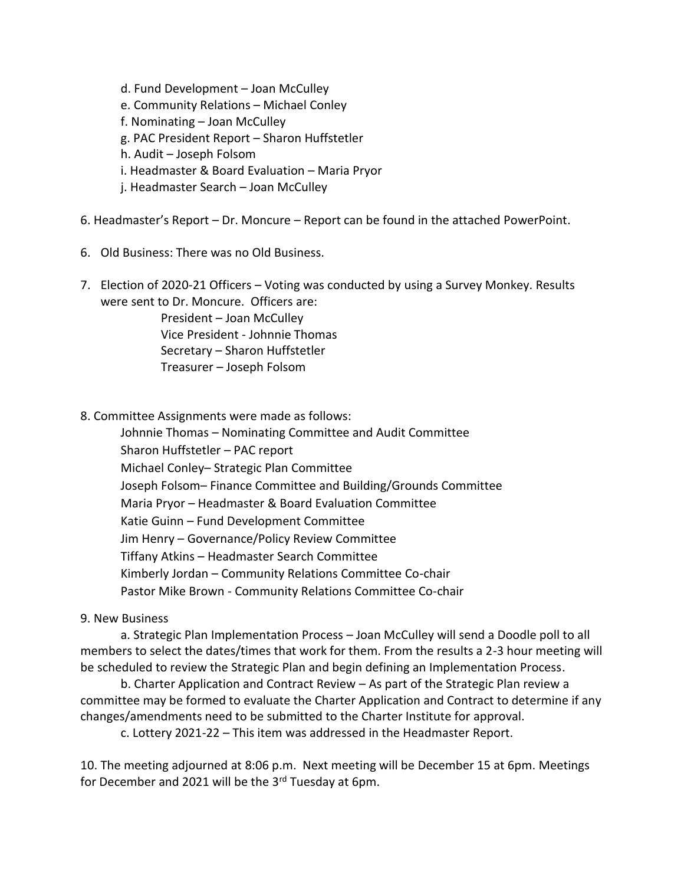d. Fund Development – Joan McCulley
e. Community Relations – Michael Conley
f. Nominating – Joan McCulley
g. PAC President Report – Sharon Huffstetler
h. Audit – Joseph Folsom
i. Headmaster & Board Evaluation – Maria Pryor
j. Headmaster Search – Joan McCulley

6. Headmaster's Report – Dr. Moncure – Report can be found in the attached PowerPoint.

6. Old Business: There was no Old Business.

7. Election of 2020-21 Officers – Voting was conducted by using a Survey Monkey. Results were sent to Dr. Moncure. Officers are:
   President – Joan McCulley
   Vice President - Johnnie Thomas
   Secretary – Sharon Huffstetler
   Treasurer – Joseph Folsom

8. Committee Assignments were made as follows:
   Johnnie Thomas – Nominating Committee and Audit Committee
   Sharon Huffstetler – PAC report
   Michael Conley– Strategic Plan Committee
   Joseph Folsom– Finance Committee and Building/Grounds Committee
   Maria Pryor – Headmaster & Board Evaluation Committee
   Katie Guinn – Fund Development Committee
   Jim Henry – Governance/Policy Review Committee
   Tiffany Atkins – Headmaster Search Committee
   Kimberly Jordan – Community Relations Committee Co-chair
   Pastor Mike Brown - Community Relations Committee Co-chair

9. New Business

a. Strategic Plan Implementation Process – Joan McCulley will send a Doodle poll to all members to select the dates/times that work for them. From the results a 2-3 hour meeting will be scheduled to review the Strategic Plan and begin defining an Implementation Process.

b. Charter Application and Contract Review – As part of the Strategic Plan review a committee may be formed to evaluate the Charter Application and Contract to determine if any changes/amendments need to be submitted to the Charter Institute for approval.

c. Lottery 2021-22 – This item was addressed in the Headmaster Report.

10. The meeting adjourned at 8:06 p.m. Next meeting will be December 15 at 6pm. Meetings for December and 2021 will be the 3rd Tuesday at 6pm.